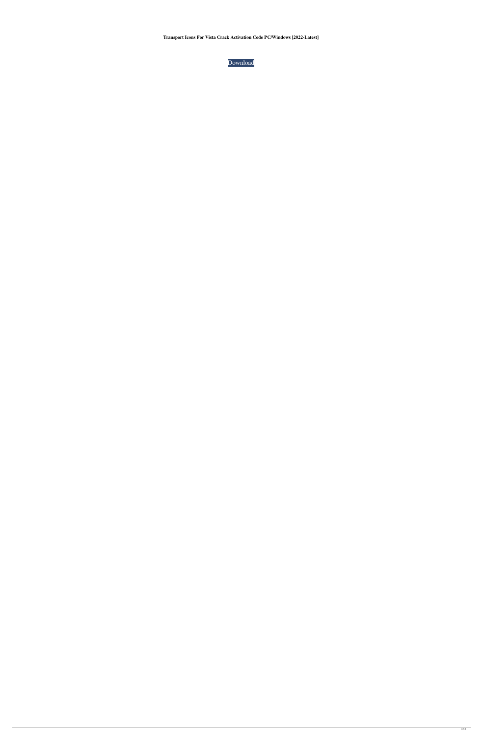**Transport Icons For Vista Crack Activation Code PC/Windows [2022-Latest]**

Download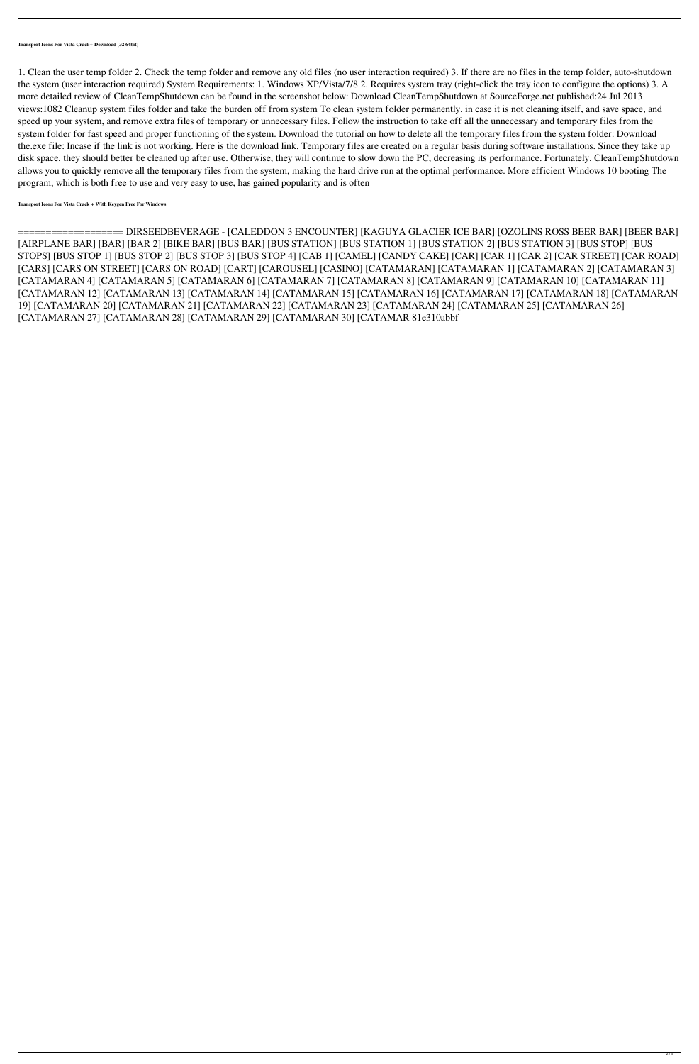**Transport Icons For Vista Crack+ Download [32|64bit]**

1. Clean the user temp folder 2. Check the temp folder and remove any old files (no user interaction required) 3. If there are no files in the temp folder, auto-shutdown the system (user interaction required) System Requirements: 1. Windows XP/Vista/7/8 2. Requires system tray (right-click the tray icon to configure the options) 3. A more detailed review of CleanTempShutdown can be found in the screenshot below: Download CleanTempShutdown at SourceForge.net published:24 Jul 2013 views:1082 Cleanup system files folder and take the burden off from system To clean system folder permanently, in case it is not cleaning itself, and save space, and speed up your system, and remove extra files of temporary or unnecessary files. Follow the instruction to take off all the unnecessary and temporary files from the system folder for fast speed and proper functioning of the system. Download the tutorial on how to delete all the temporary files from the system folder: Download the.exe file: Incase if the link is not working. Here is the download link. Temporary files are created on a regular basis during software installations. Since they take up disk space, they should better be cleaned up after use. Otherwise, they will continue to slow down the PC, decreasing its performance. Fortunately, CleanTempShutdown allows you to quickly remove all the temporary files from the system, making the hard drive run at the optimal performance. More efficient Windows 10 booting The program, which is both free to use and very easy to use, has gained popularity and is often

**Transport Icons For Vista Crack + With Keygen Free For Windows**

================== DIRSEEDBEVERAGE - [CALEDDON 3 ENCOUNTER] [KAGUYA GLACIER ICE BAR] [OZOLINS ROSS BEER BAR] [BEER BAR] [AIRPLANE BAR] [BAR] [BAR 2] [BIKE BAR] [BUS BAR] [BUS STATION] [BUS STATION 1] [BUS STATION 2] [BUS STATION 3] [BUS STOP] [BUS STOPS] [BUS STOP 1] [BUS STOP 2] [BUS STOP 3] [BUS STOP 4] [CAB 1] [CAMEL] [CANDY CAKE] [CAR] [CAR 1] [CAR 2] [CAR STREET] [CAR ROAD] [CARS] [CARS ON STREET] [CARS ON ROAD] [CART] [CAROUSEL] [CASINO] [CATAMARAN] [CATAMARAN 1] [CATAMARAN 2] [CATAMARAN 3] [CATAMARAN 4] [CATAMARAN 5] [CATAMARAN 6] [CATAMARAN 7] [CATAMARAN 8] [CATAMARAN 9] [CATAMARAN 10] [CATAMARAN 11] [CATAMARAN 12] [CATAMARAN 13] [CATAMARAN 14] [CATAMARAN 15] [CATAMARAN 16] [CATAMARAN 17] [CATAMARAN 18] [CATAMARAN 19] [CATAMARAN 20] [CATAMARAN 21] [CATAMARAN 22] [CATAMARAN 23] [CATAMARAN 24] [CATAMARAN 25] [CATAMARAN 26] [CATAMARAN 27] [CATAMARAN 28] [CATAMARAN 29] [CATAMARAN 30] [CATAMAR 81e310abbf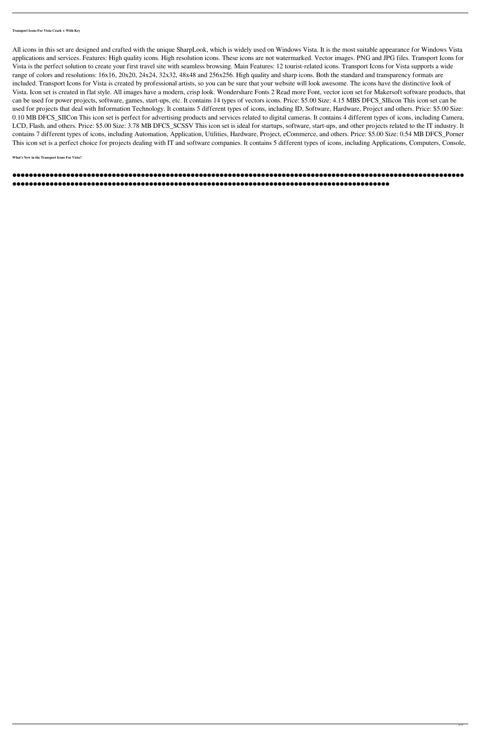**Transport Icons For Vista Crack + With Key**

All icons in this set are designed and crafted with the unique SharpLook, which is widely used on Windows Vista. It is the most suitable appearance for Windows Vista applications and services. Features: High quality icons. High resolution icons. These icons are not watermarked. Vector images. PNG and JPG files. Transport Icons for Vista is the perfect solution to create your first travel site with seamless browsing. Main Features: 12 tourist-related icons. Transport Icons for Vista supports a wide range of colors and resolutions: 16x16, 20x20, 24x24, 32x32, 48x48 and 256x256. High quality and sharp icons. Both the standard and transparency formats are included. Transport Icons for Vista is created by professional artists, so you can be sure that your website will look awesome. The icons have the distinctive look of Vista. Icon set is created in flat style. All images have a modern, crisp look. Wondershare Fonts 2 Read more Font, vector icon set for Makersoft software products, that can be used for power projects, software, games, start-ups, etc. It contains 14 types of vectors icons. Price: $5.00 Size: 4.15 MBS DFCS_SIIicon This icon set can be used for projects that deal with Information Technology. It contains 5 different types of icons, including ID, Software, Hardware, Project and others. Price: $5.00 Size: 0.10 MB DFCS_SIICon This icon set is perfect for advertising products and services related to digital cameras. It contains 4 different types of icons, including Camera, LCD, Flash, and others. Price: $5.00 Size: 3.78 MB DFCS_SCSSV This icon set is ideal for startups, software, start-ups, and other projects related to the IT industry. It contains 7 different types of icons, including Automation, Application, Utilities, Hardware, Project, eCommerce, and others. Price: $5.00 Size: 0.54 MB DFCS_Porner This icon set is a perfect choice for projects dealing with IT and software companies. It contains 5 different types of icons, including Applications, Computers, Console,

**What's New in the Transport Icons For Vista?**

**●●●●●●●●●●●●●●●●●●●●●●●●●●●●●●●●●●●●●●●●●●●●●●●●●●●●●●●●●●●●●●●●●●●●●●●●●●●●●●●●●●●●●●●●●●●●●●●●●●●●●●●●●●●●●●●●●●●●●●●●●●●●●●●●●●●●●●●●●●●●●●●●●●●●●●●●●●●●●●●●●●●●●●●●●●●●●●●●●●●●●●●●●●●●●●●●●●●**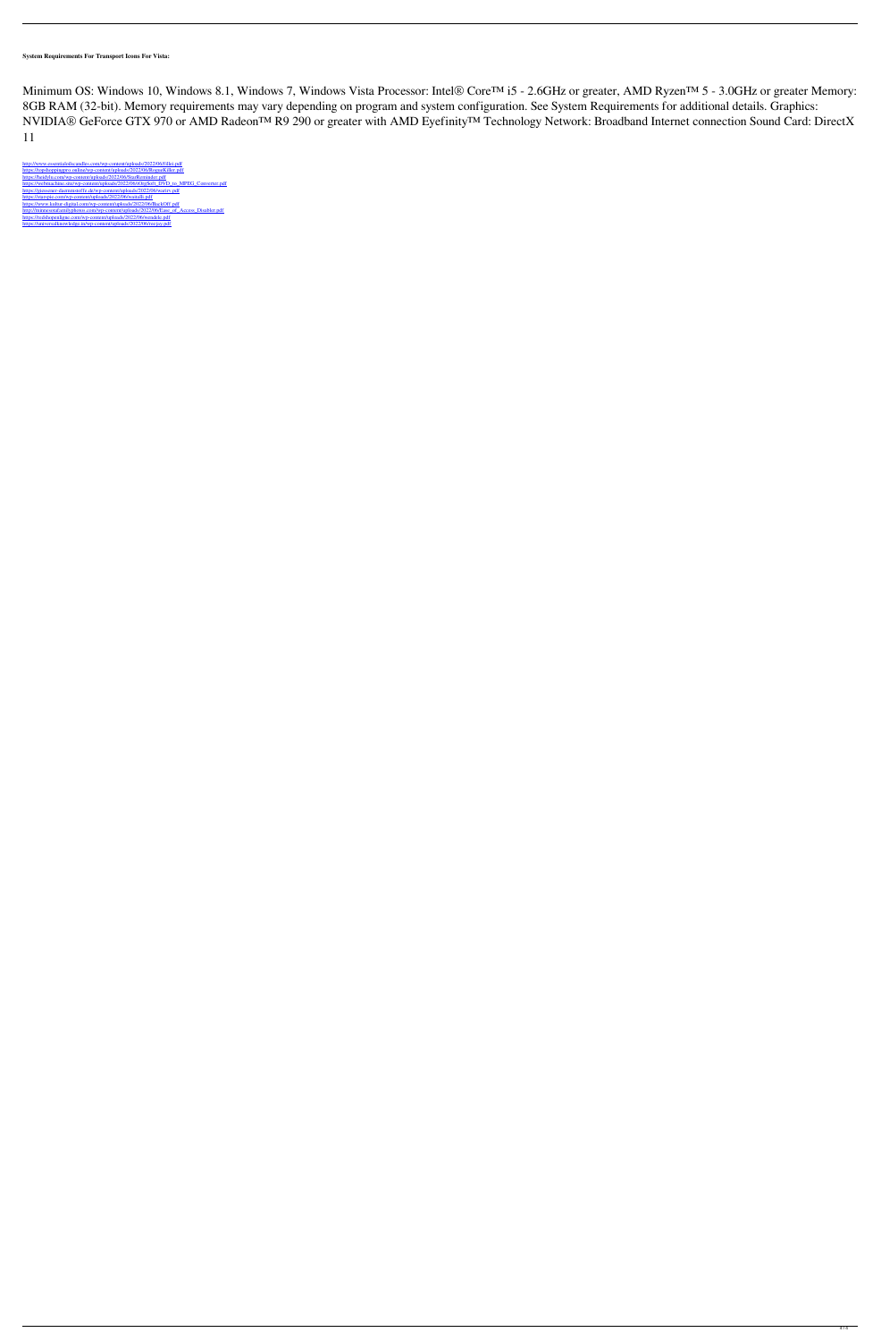**System Requirements For Transport Icons For Vista:**

Minimum OS: Windows 10, Windows 8.1, Windows 7, Windows Vista Processor: Intel® Core™ i5 - 2.6GHz or greater, AMD Ryzen™ 5 - 3.0GHz or greater Memory: 8GB RAM (32-bit). Memory requirements may vary depending on program and system configuration. See System Requirements for additional details. Graphics: NVIDIA® GeForce GTX 970 or AMD Radeon™ R9 290 or greater with AMD Eyefinity™ Technology Network: Broadband Internet connection Sound Card: DirectX 11

http://www.essentialoilscandles.com/wp-content/uploads/2022/06/fillzi.pdf
https://topshoppingpro.online/wp-content/uploads/2022/06/RogueKiller.pdf
https://heidylu.com/wp-content/uploads/2022/06/StarReminder.pdf
https://webmachine.site/wp-content/uploads/2022/06/iOrgSoft_DVD_to_MPEG_Converter.pdf
https://glassesmer-daemonstelle.de/wp-content/uploads/2022/06/wariv.pdf
https://staruple.com/wp-content/uploads/2022/06/wanalli.pdf
https://www.kultur-digital.com/wp-content/uploads/2022/06/BackOff.pdf
http://minnesotafamilyphotos.com/wp-content/uploads/2022/06/Ease_of_Access_Disabler.pdf
https://toloshopenligne.com/wp-content/uploads/2022/06/wendele.pdf
https://universalknowledge.in/wp-content/uploads/2022/06/ravjay.pdf